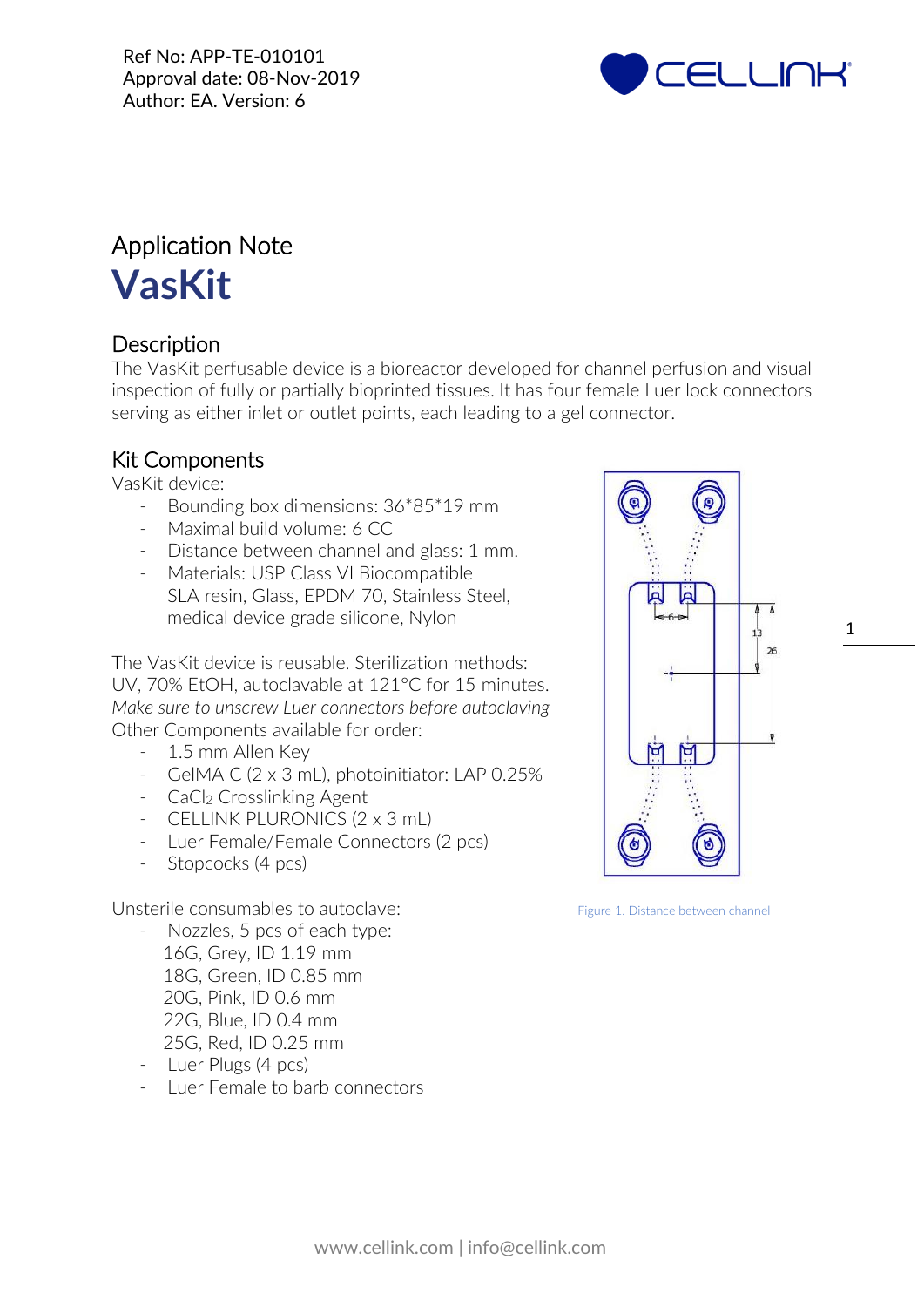Ref No: APP-TE-010101
Approval date: 08-Nov-2019
Author: EA. Version: 6

# Application Note

# VasKit

## Description

The VasKit perfusable device is a bioreactor developed for channel perfusion and visual inspection of fully or partially bioprinted tissues. It has four female Luer lock connectors serving as either inlet or outlet points, each leading to a gel connector.

## Kit Components

VasKit device:

- Bounding box dimensions: 36*85*19 mm
- Maximal build volume: 6 CC
- Distance between channel and glass: 1 mm.
- Materials: USP Class VI Biocompatible SLA resin, Glass, EPDM 70, Stainless Steel, medical device grade silicone, Nylon

The VasKit device is reusable. Sterilization methods: UV, 70% EtOH, autoclavable at 121°C for 15 minutes. *Make sure to unscrew Luer connectors before autoclaving*
Other Components available for order:

- 1.5 mm Allen Key
- GelMA C (2 x 3 mL), photoinitiator: LAP 0.25%
- $CaCl_2$ Crosslinking Agent
- CELLINK PLURONICS (2 x 3 mL)
- Luer Female/Female Connectors (2 pcs)
- Stopcocks (4 pcs)

Unsterile consumables to autoclave:

- Nozzles, 5 pcs of each type:
  16G, Grey, ID 1.19 mm
  18G, Green, ID 0.85 mm
  20G, Pink, ID 0.6 mm
  22G, Blue, ID 0.4 mm
  25G, Red, ID 0.25 mm
- Luer Plugs (4 pcs)
- Luer Female to barb connectors

Figure 1. Distance between channel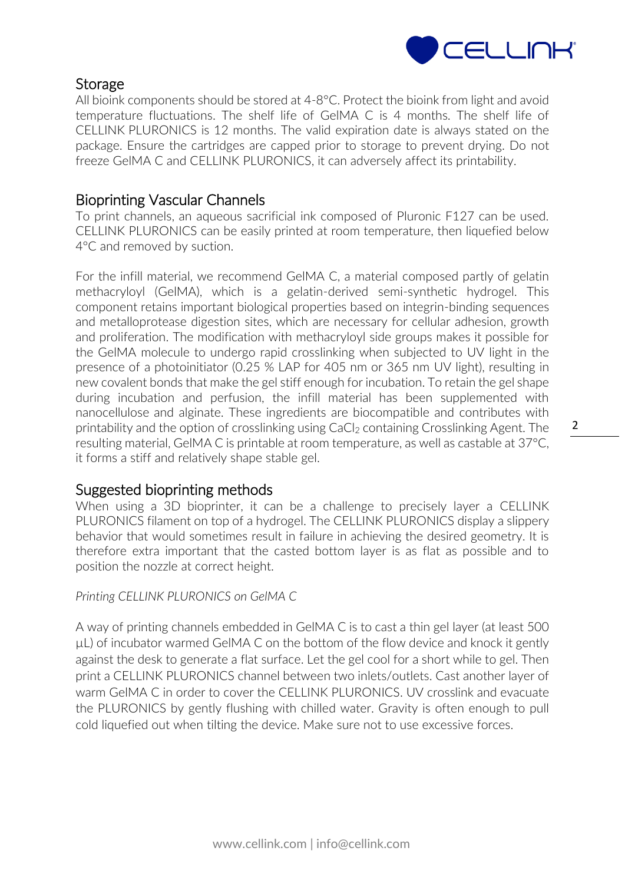## Storage

All bioink components should be stored at 4-8°C. Protect the bioink from light and avoid temperature fluctuations. The shelf life of GelMA C is 4 months. The shelf life of CELLINK PLURONICS is 12 months. The valid expiration date is always stated on the package. Ensure the cartridges are capped prior to storage to prevent drying. Do not freeze GelMA C and CELLINK PLURONICS, it can adversely affect its printability.

## Bioprinting Vascular Channels

To print channels, an aqueous sacrificial ink composed of Pluronic F127 can be used. CELLINK PLURONICS can be easily printed at room temperature, then liquefied below 4°C and removed by suction.

For the infill material, we recommend GelMA C, a material composed partly of gelatin methacryloyl (GelMA), which is a gelatin-derived semi-synthetic hydrogel. This component retains important biological properties based on integrin-binding sequences and metalloprotease digestion sites, which are necessary for cellular adhesion, growth and proliferation. The modification with methacryloyl side groups makes it possible for the GelMA molecule to undergo rapid crosslinking when subjected to UV light in the presence of a photoinitiator (0.25 % LAP for 405 nm or 365 nm UV light), resulting in new covalent bonds that make the gel stiff enough for incubation. To retain the gel shape during incubation and perfusion, the infill material has been supplemented with nanocellulose and alginate. These ingredients are biocompatible and contributes with printability and the option of crosslinking using $CaCl_2$ containing Crosslinking Agent. The resulting material, GelMA C is printable at room temperature, as well as castable at 37°C, it forms a stiff and relatively shape stable gel.

## Suggested bioprinting methods

When using a 3D bioprinter, it can be a challenge to precisely layer a CELLINK PLURONICS filament on top of a hydrogel. The CELLINK PLURONICS display a slippery behavior that would sometimes result in failure in achieving the desired geometry. It is therefore extra important that the casted bottom layer is as flat as possible and to position the nozzle at correct height.

*Printing CELLINK PLURONICS on GelMA C*

A way of printing channels embedded in GelMA C is to cast a thin gel layer (at least 500 µL) of incubator warmed GelMA C on the bottom of the flow device and knock it gently against the desk to generate a flat surface. Let the gel cool for a short while to gel. Then print a CELLINK PLURONICS channel between two inlets/outlets. Cast another layer of warm GelMA C in order to cover the CELLINK PLURONICS. UV crosslink and evacuate the PLURONICS by gently flushing with chilled water. Gravity is often enough to pull cold liquefied out when tilting the device. Make sure not to use excessive forces.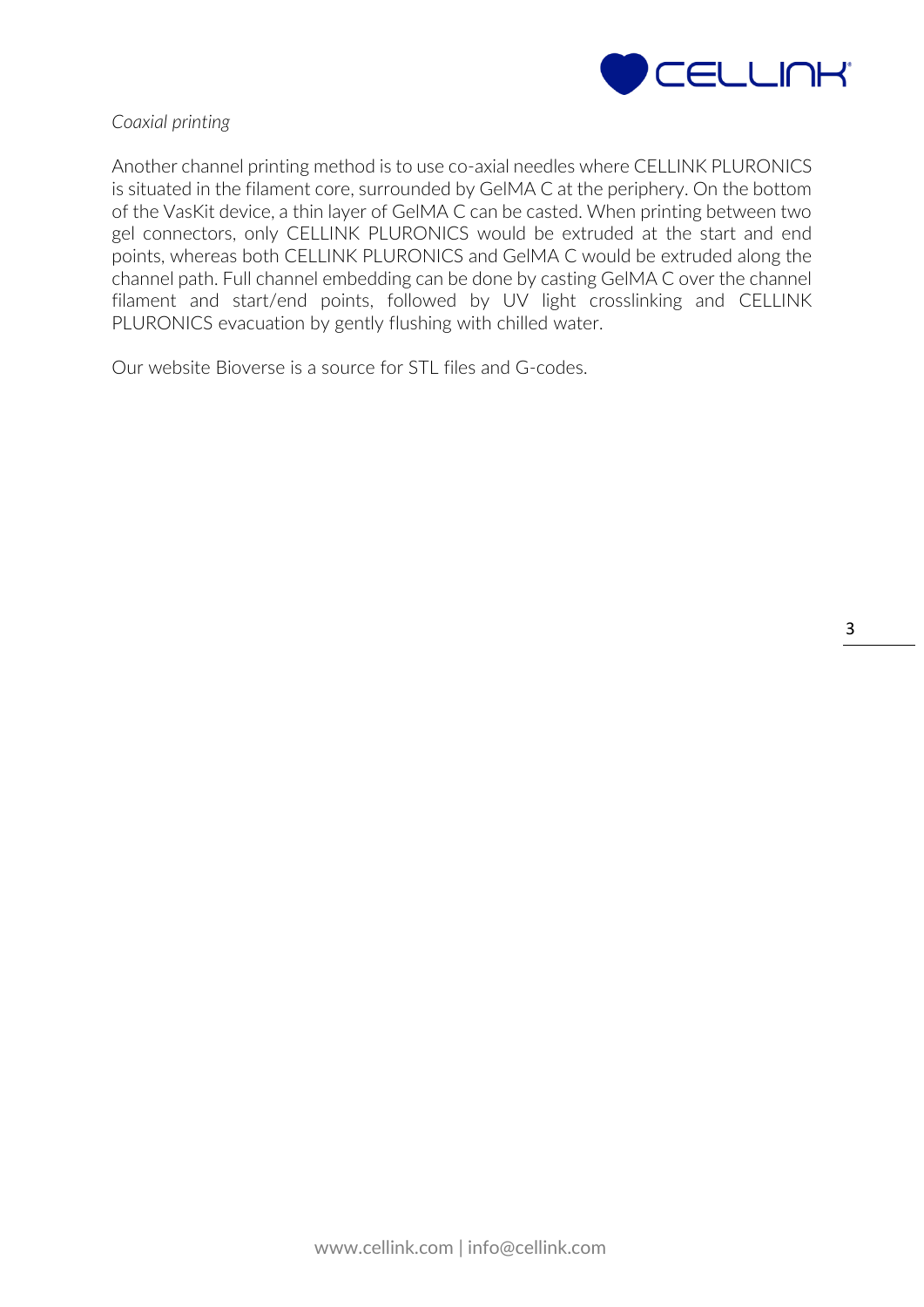*Coaxial printing*

Another channel printing method is to use co-axial needles where CELLINK PLURONICS is situated in the filament core, surrounded by GelMA C at the periphery. On the bottom of the VasKit device, a thin layer of GelMA C can be casted. When printing between two gel connectors, only CELLINK PLURONICS would be extruded at the start and end points, whereas both CELLINK PLURONICS and GelMA C would be extruded along the channel path. Full channel embedding can be done by casting GelMA C over the channel filament and start/end points, followed by UV light crosslinking and CELLINK PLURONICS evacuation by gently flushing with chilled water.

Our website Bioverse is a source for STL files and G-codes.